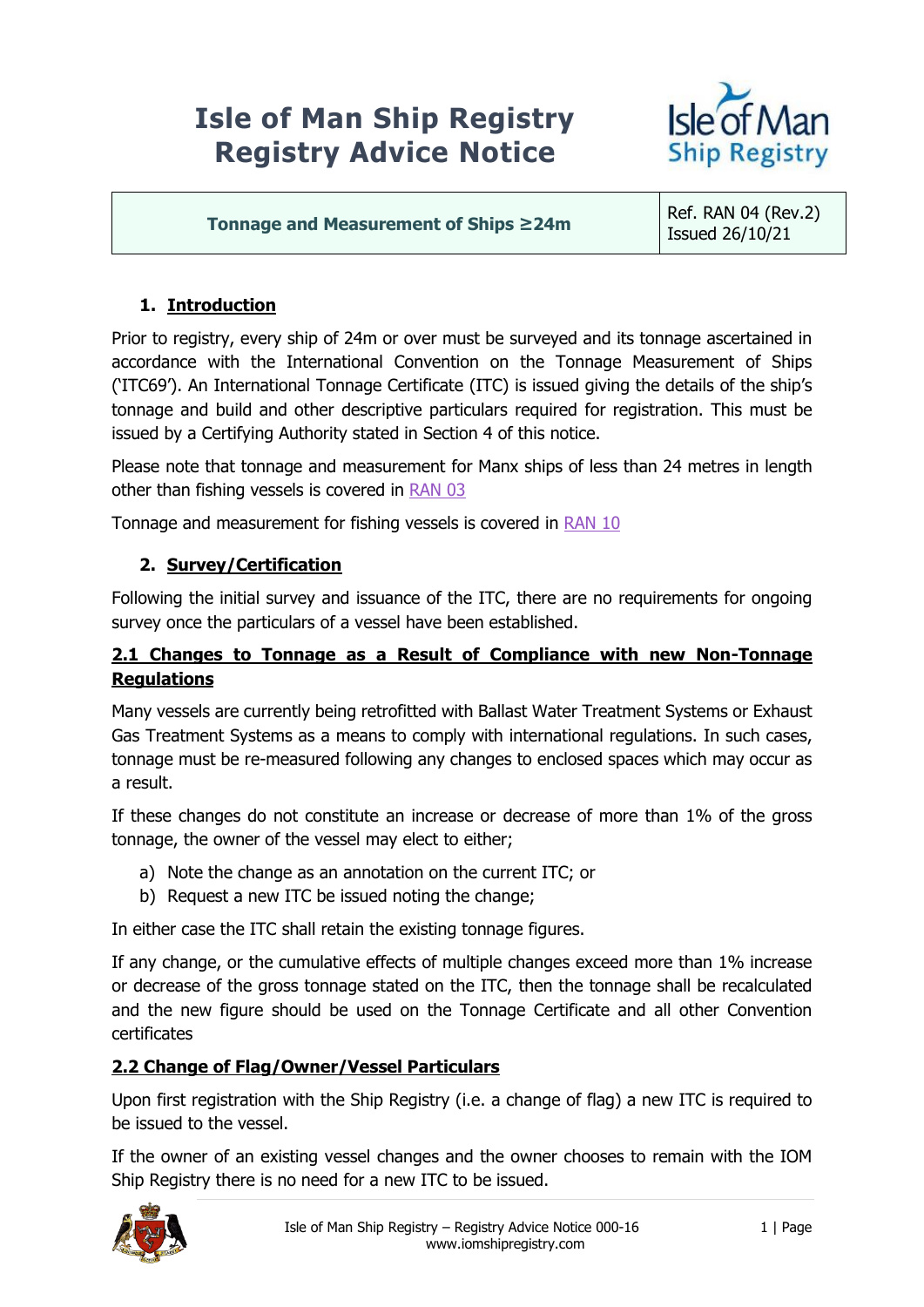# Isle of Man Ship Registry
# Registry Advice Notice

| Tonnage and Measurement of Ships ≥24m | Ref. RAN 04 (Rev.2) Issued 26/10/21 |
|---|---|

## 1. Introduction

Prior to registry, every ship of 24m or over must be surveyed and its tonnage ascertained in accordance with the International Convention on the Tonnage Measurement of Ships ('ITC69'). An International Tonnage Certificate (ITC) is issued giving the details of the ship's tonnage and build and other descriptive particulars required for registration. This must be issued by a Certifying Authority stated in Section 4 of this notice.

Please note that tonnage and measurement for Manx ships of less than 24 metres in length other than fishing vessels is covered in RAN 03

Tonnage and measurement for fishing vessels is covered in RAN 10

## 2. Survey/Certification

Following the initial survey and issuance of the ITC, there are no requirements for ongoing survey once the particulars of a vessel have been established.

### 2.1 Changes to Tonnage as a Result of Compliance with new Non-Tonnage Regulations

Many vessels are currently being retrofitted with Ballast Water Treatment Systems or Exhaust Gas Treatment Systems as a means to comply with international regulations. In such cases, tonnage must be re-measured following any changes to enclosed spaces which may occur as a result.

If these changes do not constitute an increase or decrease of more than 1% of the gross tonnage, the owner of the vessel may elect to either;

a) Note the change as an annotation on the current ITC; or
b) Request a new ITC be issued noting the change;

In either case the ITC shall retain the existing tonnage figures.

If any change, or the cumulative effects of multiple changes exceed more than 1% increase or decrease of the gross tonnage stated on the ITC, then the tonnage shall be recalculated and the new figure should be used on the Tonnage Certificate and all other Convention certificates

### 2.2 Change of Flag/Owner/Vessel Particulars

Upon first registration with the Ship Registry (i.e. a change of flag) a new ITC is required to be issued to the vessel.

If the owner of an existing vessel changes and the owner chooses to remain with the IOM Ship Registry there is no need for a new ITC to be issued.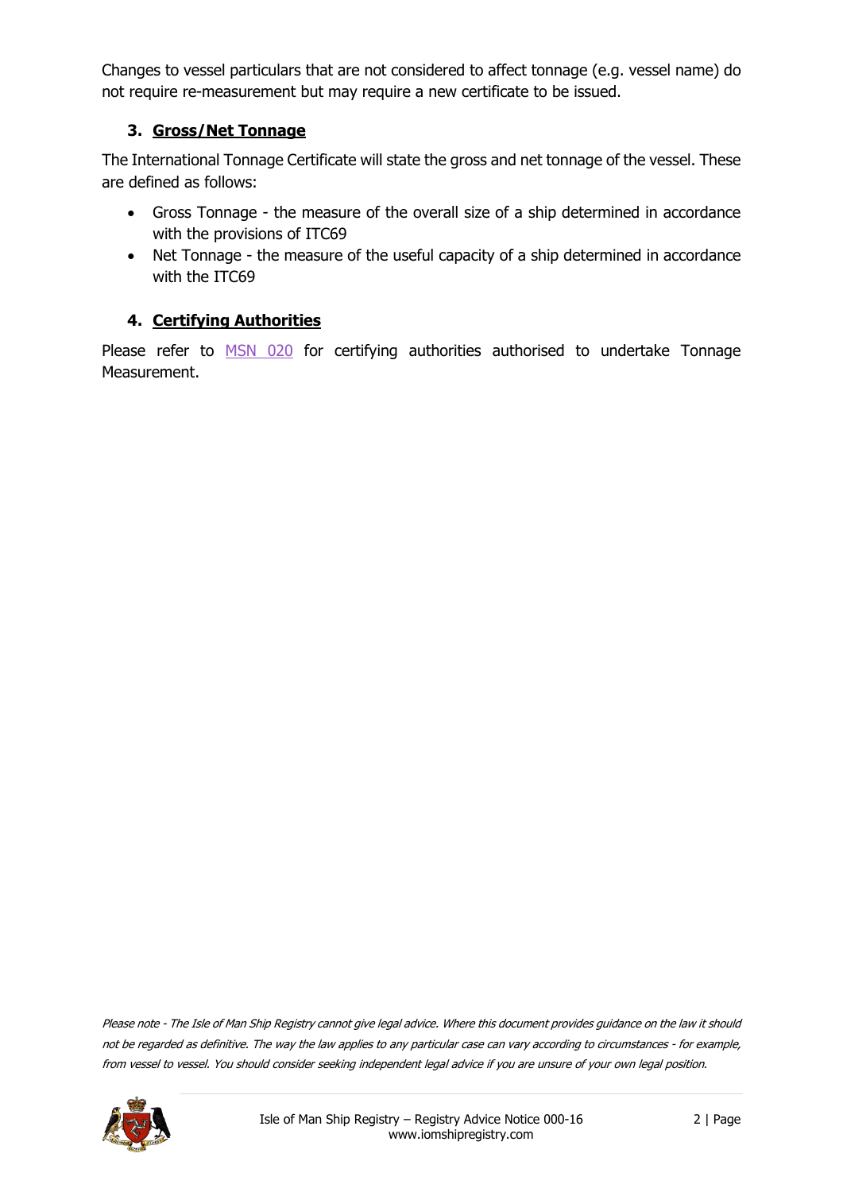Changes to vessel particulars that are not considered to affect tonnage (e.g. vessel name) do not require re-measurement but may require a new certificate to be issued.

## 3. Gross/Net Tonnage

The International Tonnage Certificate will state the gross and net tonnage of the vessel. These are defined as follows:

- Gross Tonnage - the measure of the overall size of a ship determined in accordance with the provisions of ITC69
- Net Tonnage - the measure of the useful capacity of a ship determined in accordance with the ITC69

## 4. Certifying Authorities

Please refer to MSN 020 for certifying authorities authorised to undertake Tonnage Measurement.

*Please note - The Isle of Man Ship Registry cannot give legal advice. Where this document provides guidance on the law it should not be regarded as definitive. The way the law applies to any particular case can vary according to circumstances - for example, from vessel to vessel. You should consider seeking independent legal advice if you are unsure of your own legal position.*